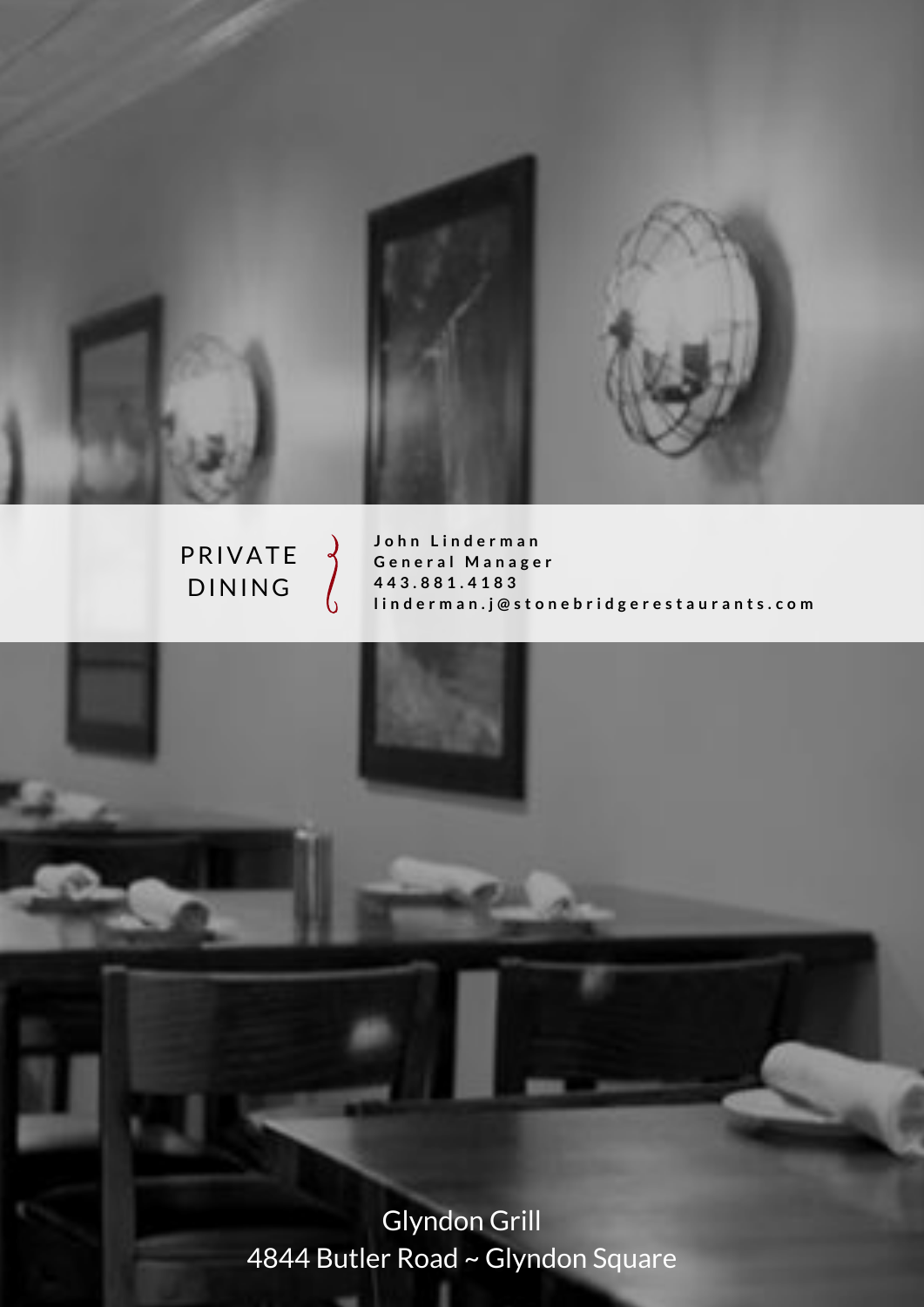# PRIVATE DINING

John Linderman
General Manager
443.881.4183
linderman.j@stonebridgerestaurants.com

Glyndon Grill
4844 Butler Road ~ Glyndon Square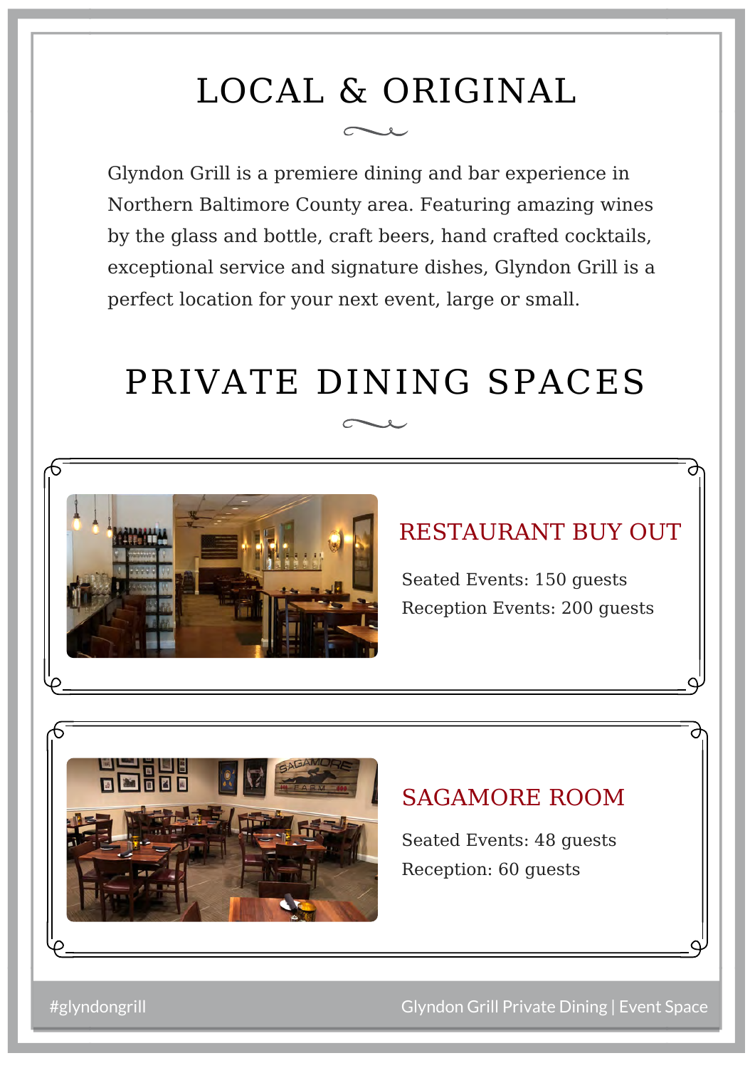# LOCAL & ORIGINAL

Glyndon Grill is a premiere dining and bar experience in Northern Baltimore County area. Featuring amazing wines by the glass and bottle, craft beers, hand crafted cocktails, exceptional service and signature dishes, Glyndon Grill is a perfect location for your next event, large or small.

# PRIVATE DINING SPACES

## RESTAURANT BUY OUT

Seated Events: 150 guests
Reception Events: 200 guests

## SAGAMORE ROOM

Seated Events: 48 guests
Reception: 60 guests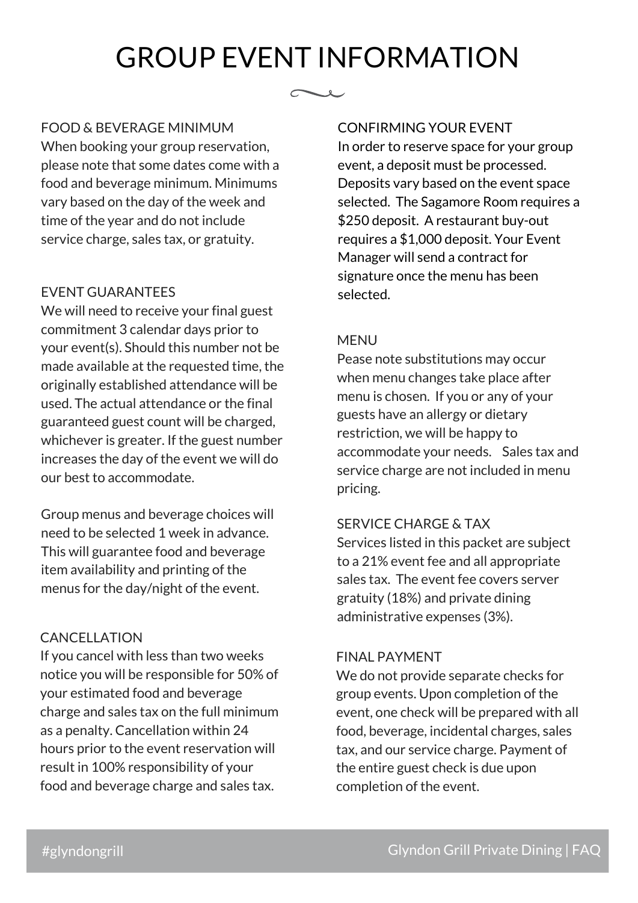# GROUP EVENT INFORMATION

## FOOD & BEVERAGE MINIMUM

When booking your group reservation, please note that some dates come with a food and beverage minimum. Minimums vary based on the day of the week and time of the year and do not include service charge, sales tax, or gratuity.

## EVENT GUARANTEES

We will need to receive your final guest commitment 3 calendar days prior to your event(s). Should this number not be made available at the requested time, the originally established attendance will be used. The actual attendance or the final guaranteed guest count will be charged, whichever is greater. If the guest number increases the day of the event we will do our best to accommodate.

Group menus and beverage choices will need to be selected 1 week in advance. This will guarantee food and beverage item availability and printing of the menus for the day/night of the event.

## CANCELLATION

If you cancel with less than two weeks notice you will be responsible for 50% of your estimated food and beverage charge and sales tax on the full minimum as a penalty. Cancellation within 24 hours prior to the event reservation will result in 100% responsibility of your food and beverage charge and sales tax.

## CONFIRMING YOUR EVENT

In order to reserve space for your group event, a deposit must be processed. Deposits vary based on the event space selected. The Sagamore Room requires a $250 deposit. A restaurant buy-out requires a $1,000 deposit. Your Event Manager will send a contract for signature once the menu has been selected.

## MENU

Pease note substitutions may occur when menu changes take place after menu is chosen. If you or any of your guests have an allergy or dietary restriction, we will be happy to accommodate your needs. Sales tax and service charge are not included in menu pricing.

## SERVICE CHARGE & TAX

Services listed in this packet are subject to a 21% event fee and all appropriate sales tax. The event fee covers server gratuity (18%) and private dining administrative expenses (3%).

## FINAL PAYMENT

We do not provide separate checks for group events. Upon completion of the event, one check will be prepared with all food, beverage, incidental charges, sales tax, and our service charge. Payment of the entire guest check is due upon completion of the event.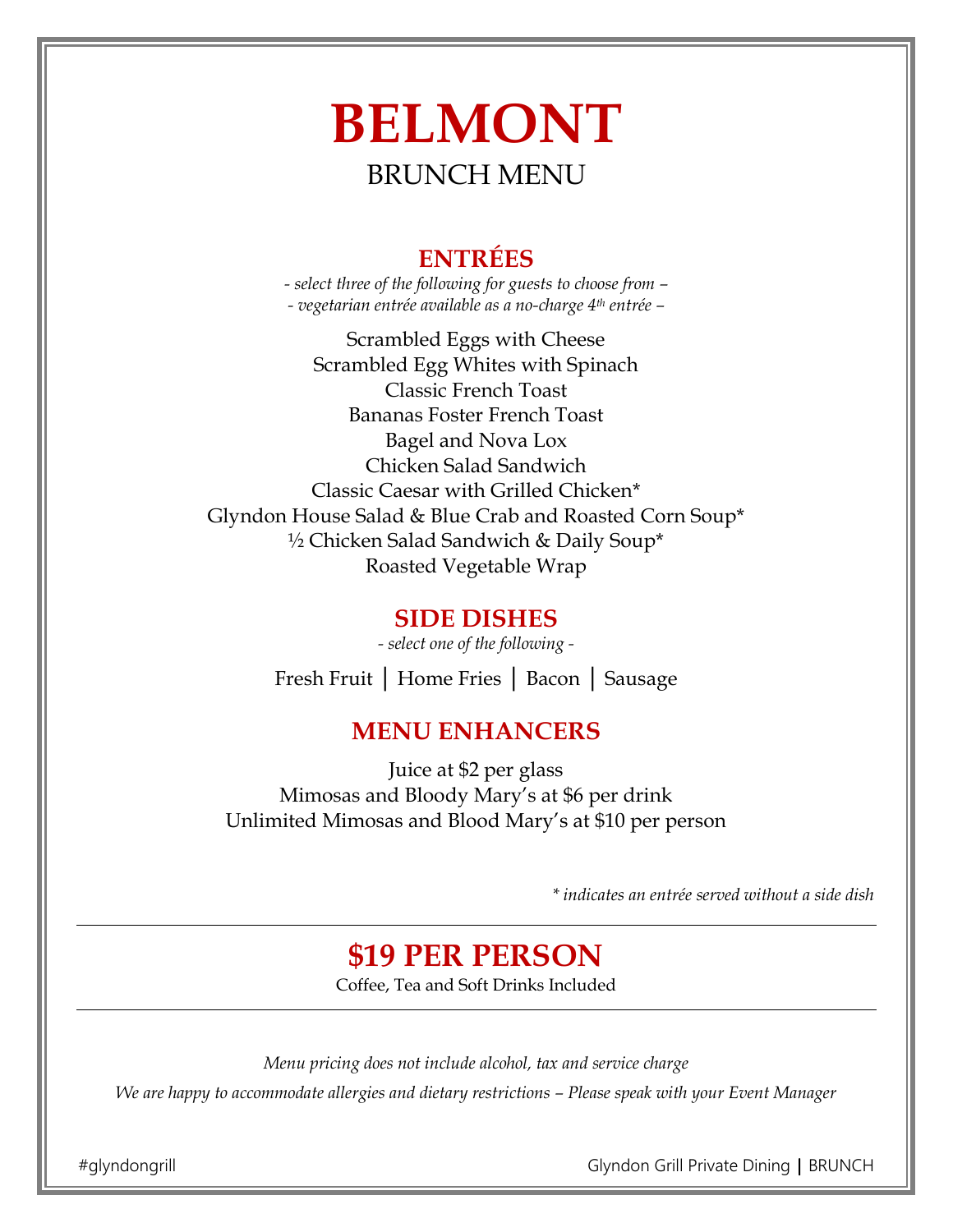# BELMONT

BRUNCH MENU

## ENTRÉES

*- select three of the following for guests to choose from –*
*- vegetarian entrée available as a no-charge 4th entrée –*

Scrambled Eggs with Cheese
Scrambled Egg Whites with Spinach
Classic French Toast
Bananas Foster French Toast
Bagel and Nova Lox
Chicken Salad Sandwich
Classic Caesar with Grilled Chicken*
Glyndon House Salad & Blue Crab and Roasted Corn Soup*
½ Chicken Salad Sandwich & Daily Soup*
Roasted Vegetable Wrap

## SIDE DISHES

*- select one of the following -*

Fresh Fruit | Home Fries | Bacon | Sausage

## MENU ENHANCERS

Juice at $2 per glass
Mimosas and Bloody Mary's at $6 per drink
Unlimited Mimosas and Blood Mary's at $10 per person

*\* indicates an entrée served without a side dish*

---

## $19 PER PERSON

Coffee, Tea and Soft Drinks Included

---

*Menu pricing does not include alcohol, tax and service charge*

*We are happy to accommodate allergies and dietary restrictions – Please speak with your Event Manager*

#glyndongrill

Glyndon Grill Private Dining | BRUNCH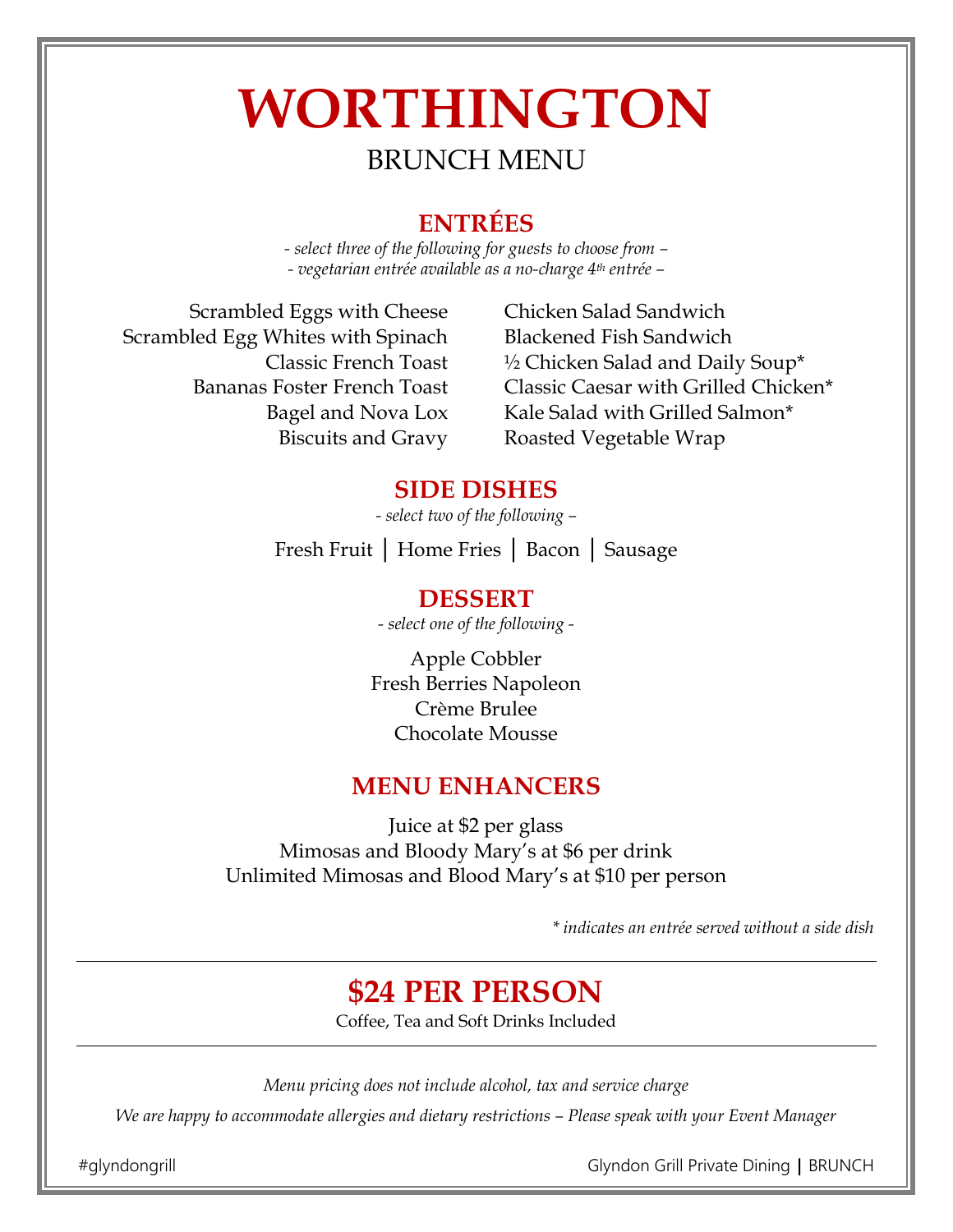# WORTHINGTON

## BRUNCH MENU

### ENTRÉES

*- select three of the following for guests to choose from –*
*- vegetarian entrée available as a no-charge 4th entrée –*

Scrambled Eggs with Cheese
Scrambled Egg Whites with Spinach
Classic French Toast
Bananas Foster French Toast
Bagel and Nova Lox
Biscuits and Gravy
Chicken Salad Sandwich
Blackened Fish Sandwich
½ Chicken Salad and Daily Soup*
Classic Caesar with Grilled Chicken*
Kale Salad with Grilled Salmon*
Roasted Vegetable Wrap

### SIDE DISHES

*- select two of the following –*

Fresh Fruit | Home Fries | Bacon | Sausage

### DESSERT

*- select one of the following -*

Apple Cobbler
Fresh Berries Napoleon
Crème Brulee
Chocolate Mousse

### MENU ENHANCERS

Juice at $2 per glass
Mimosas and Bloody Mary's at $6 per drink
Unlimited Mimosas and Blood Mary's at $10 per person

*\* indicates an entrée served without a side dish*

---

## $24 PER PERSON

Coffee, Tea and Soft Drinks Included

---

*Menu pricing does not include alcohol, tax and service charge*

*We are happy to accommodate allergies and dietary restrictions – Please speak with your Event Manager*

#glyndongrill

Glyndon Grill Private Dining | BRUNCH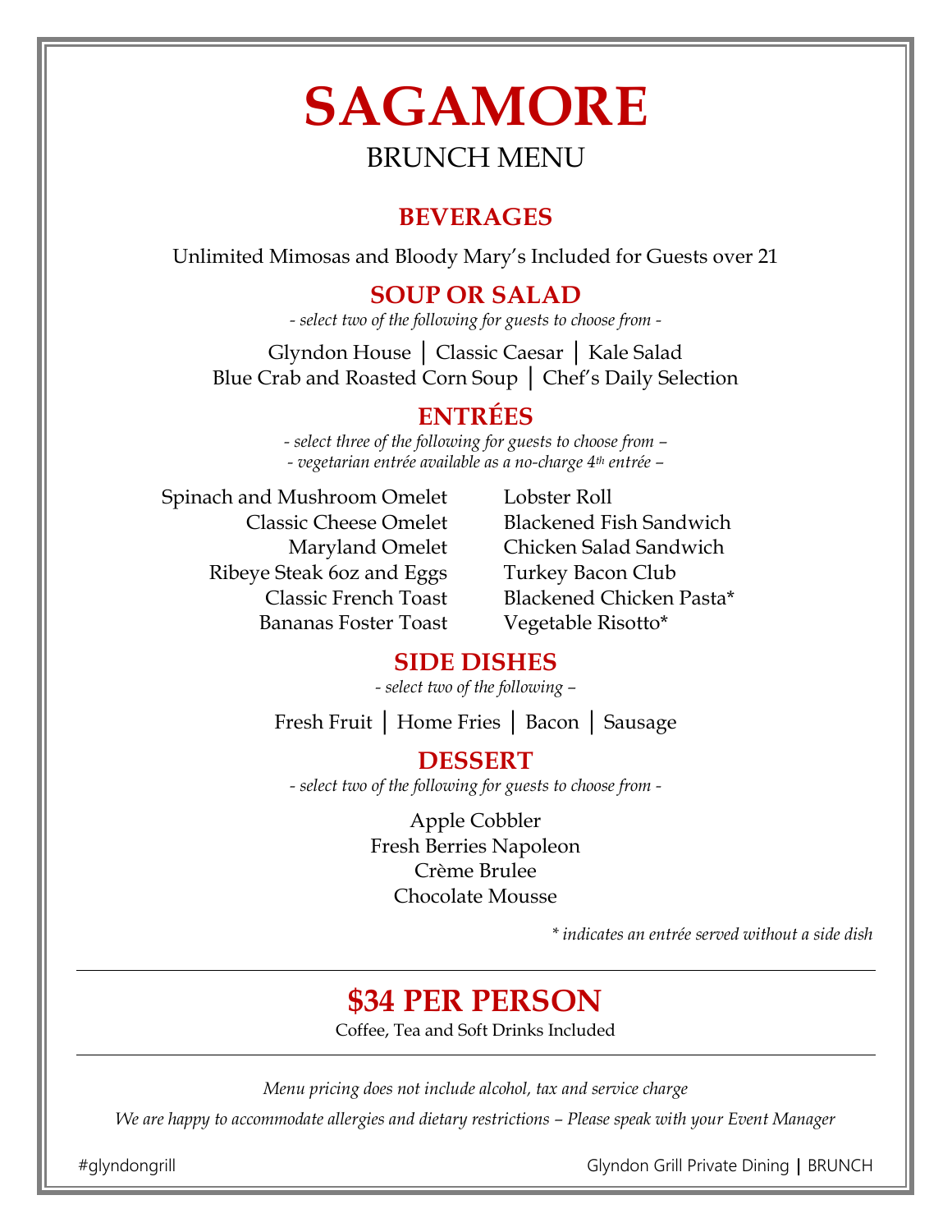# SAGAMORE

BRUNCH MENU

## BEVERAGES

Unlimited Mimosas and Bloody Mary's Included for Guests over 21

## SOUP OR SALAD

*- select two of the following for guests to choose from -*

Glyndon House | Classic Caesar | Kale Salad
Blue Crab and Roasted Corn Soup | Chef's Daily Selection

## ENTRÉES

*- select three of the following for guests to choose from –*
*- vegetarian entrée available as a no-charge 4th entrée –*

Spinach and Mushroom Omelet
Classic Cheese Omelet
Maryland Omelet
Ribeye Steak 6oz and Eggs
Classic French Toast
Bananas Foster Toast
Lobster Roll
Blackened Fish Sandwich
Chicken Salad Sandwich
Turkey Bacon Club
Blackened Chicken Pasta*
Vegetable Risotto*

## SIDE DISHES

*- select two of the following –*

Fresh Fruit | Home Fries | Bacon | Sausage

## DESSERT

*- select two of the following for guests to choose from -*

Apple Cobbler
Fresh Berries Napoleon
Crème Brulee
Chocolate Mousse

*\* indicates an entrée served without a side dish*

---

## $34 PER PERSON

Coffee, Tea and Soft Drinks Included

---

*Menu pricing does not include alcohol, tax and service charge*

*We are happy to accommodate allergies and dietary restrictions – Please speak with your Event Manager*

#glyndongrill

Glyndon Grill Private Dining | BRUNCH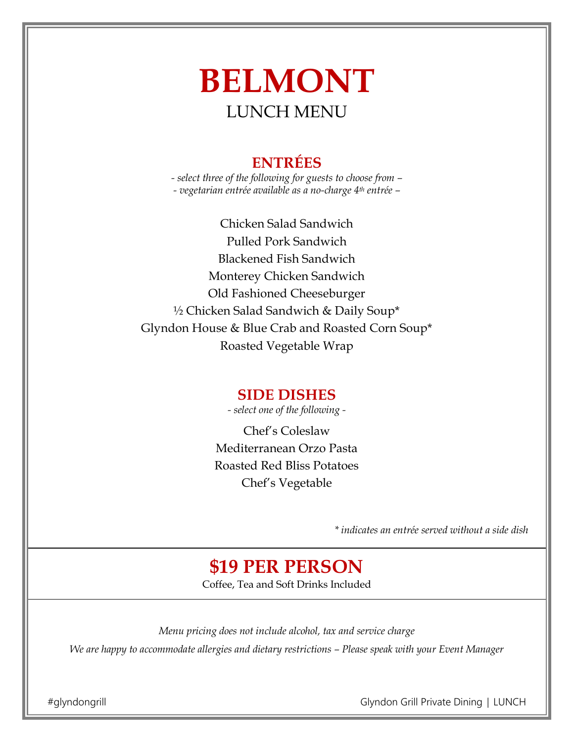# BELMONT

## LUNCH MENU

### ENTRÉES

*- select three of the following for guests to choose from –*
*- vegetarian entrée available as a no-charge 4th entrée –*

Chicken Salad Sandwich
Pulled Pork Sandwich
Blackened Fish Sandwich
Monterey Chicken Sandwich
Old Fashioned Cheeseburger
½ Chicken Salad Sandwich & Daily Soup*
Glyndon House & Blue Crab and Roasted Corn Soup*
Roasted Vegetable Wrap

### SIDE DISHES

*- select one of the following -*

Chef's Coleslaw
Mediterranean Orzo Pasta
Roasted Red Bliss Potatoes
Chef's Vegetable

*\* indicates an entrée served without a side dish*

---

## $19 PER PERSON

Coffee, Tea and Soft Drinks Included

---

*Menu pricing does not include alcohol, tax and service charge*

*We are happy to accommodate allergies and dietary restrictions – Please speak with your Event Manager*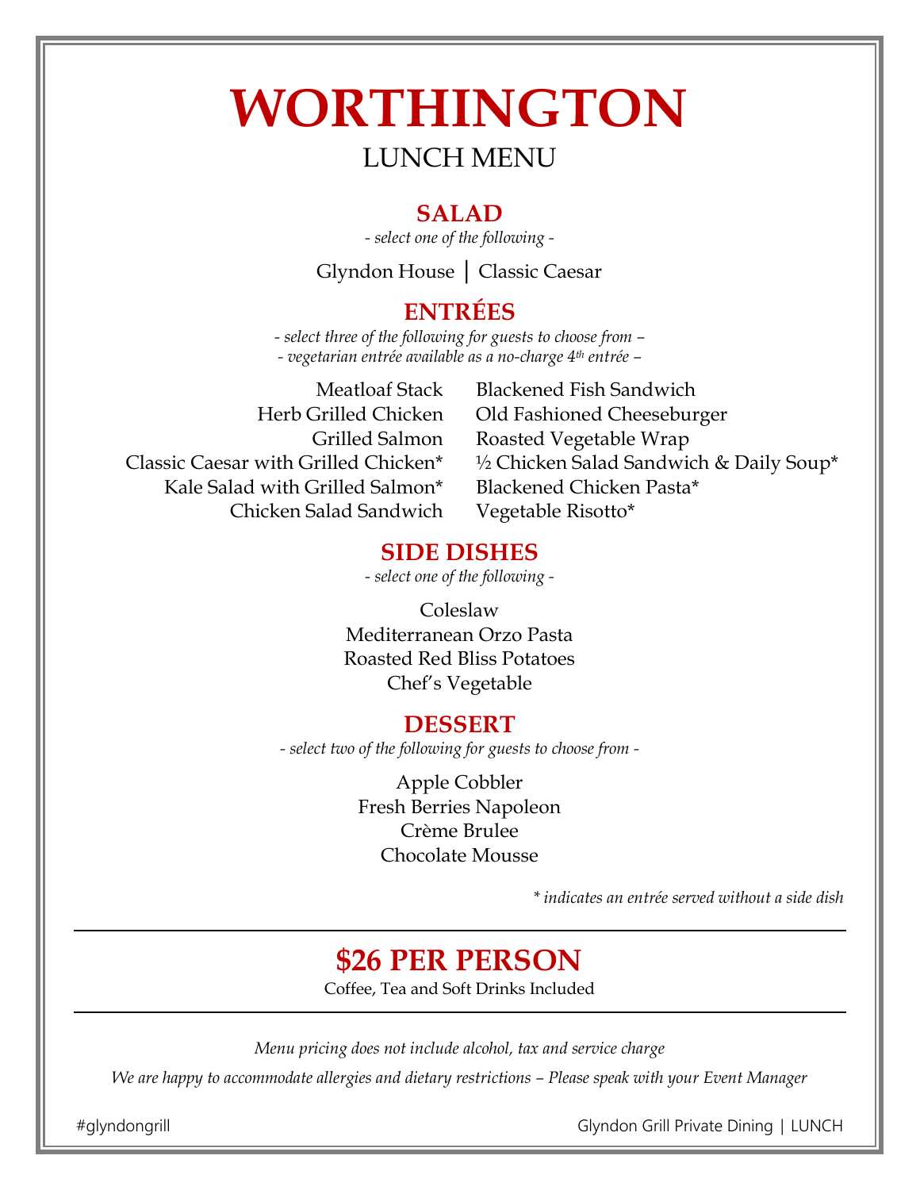# WORTHINGTON

LUNCH MENU

## SALAD

*- select one of the following -*

Glyndon House | Classic Caesar

## ENTRÉES

*- select three of the following for guests to choose from –*
*- vegetarian entrée available as a no-charge 4th entrée –*

Meatloaf Stack
Herb Grilled Chicken
Grilled Salmon
Classic Caesar with Grilled Chicken*
Kale Salad with Grilled Salmon*
Chicken Salad Sandwich
Blackened Fish Sandwich
Old Fashioned Cheeseburger
Roasted Vegetable Wrap
½ Chicken Salad Sandwich & Daily Soup*
Blackened Chicken Pasta*
Vegetable Risotto*

## SIDE DISHES

*- select one of the following -*

Coleslaw
Mediterranean Orzo Pasta
Roasted Red Bliss Potatoes
Chef's Vegetable

## DESSERT

*- select two of the following for guests to choose from -*

Apple Cobbler
Fresh Berries Napoleon
Crème Brulee
Chocolate Mousse

*\* indicates an entrée served without a side dish*

---

## $26 PER PERSON

Coffee, Tea and Soft Drinks Included

---

*Menu pricing does not include alcohol, tax and service charge*

*We are happy to accommodate allergies and dietary restrictions – Please speak with your Event Manager*

#glyndongrill

Glyndon Grill Private Dining | LUNCH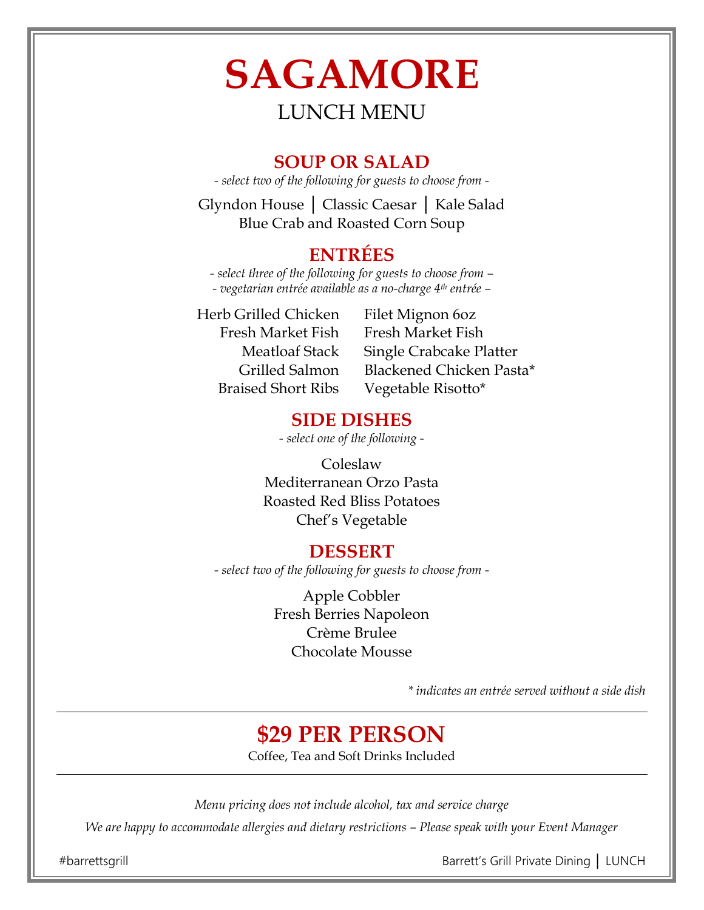# SAGAMORE

## LUNCH MENU

### SOUP OR SALAD

*- select two of the following for guests to choose from -*

Glyndon House │ Classic Caesar │ Kale Salad
Blue Crab and Roasted Corn Soup

### ENTRÉES

*- select three of the following for guests to choose from –*
*- vegetarian entrée available as a no-charge 4th entrée –*

Herb Grilled Chicken
Fresh Market Fish
Meatloaf Stack
Grilled Salmon
Braised Short Ribs
Filet Mignon 6oz
Fresh Market Fish
Single Crabcake Platter
Blackened Chicken Pasta*
Vegetable Risotto*

### SIDE DISHES

*- select one of the following -*

Coleslaw
Mediterranean Orzo Pasta
Roasted Red Bliss Potatoes
Chef's Vegetable

### DESSERT

*- select two of the following for guests to choose from -*

Apple Cobbler
Fresh Berries Napoleon
Crème Brulee
Chocolate Mousse

*\* indicates an entrée served without a side dish*

---

## $29 PER PERSON

Coffee, Tea and Soft Drinks Included

---

*Menu pricing does not include alcohol, tax and service charge*

*We are happy to accommodate allergies and dietary restrictions – Please speak with your Event Manager*

#barrettsgrill

Barrett's Grill Private Dining │ LUNCH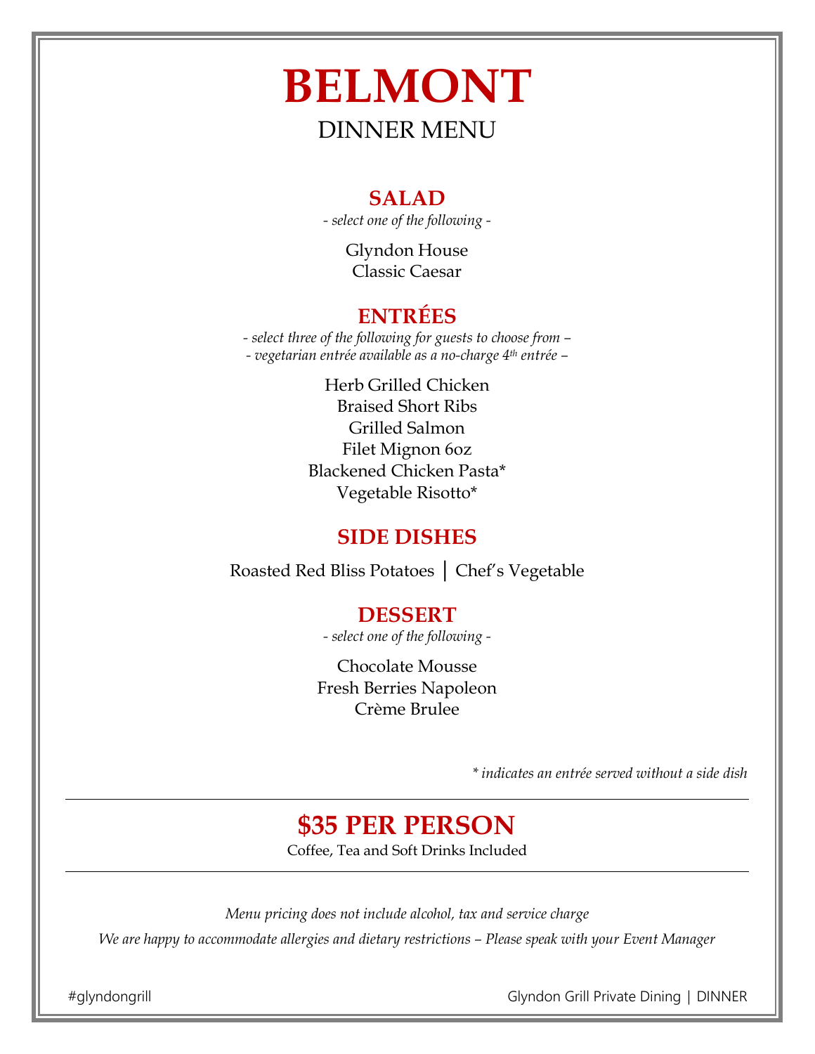# BELMONT

DINNER MENU

## SALAD

*- select one of the following -*

Glyndon House
Classic Caesar

## ENTRÉES

*- select three of the following for guests to choose from –*
*- vegetarian entrée available as a no-charge 4th entrée –*

Herb Grilled Chicken
Braised Short Ribs
Grilled Salmon
Filet Mignon 6oz
Blackened Chicken Pasta*
Vegetable Risotto*

## SIDE DISHES

Roasted Red Bliss Potatoes | Chef's Vegetable

## DESSERT

*- select one of the following -*

Chocolate Mousse
Fresh Berries Napoleon
Crème Brulee

*\* indicates an entrée served without a side dish*

---

## $35 PER PERSON

Coffee, Tea and Soft Drinks Included

---

*Menu pricing does not include alcohol, tax and service charge*

*We are happy to accommodate allergies and dietary restrictions – Please speak with your Event Manager*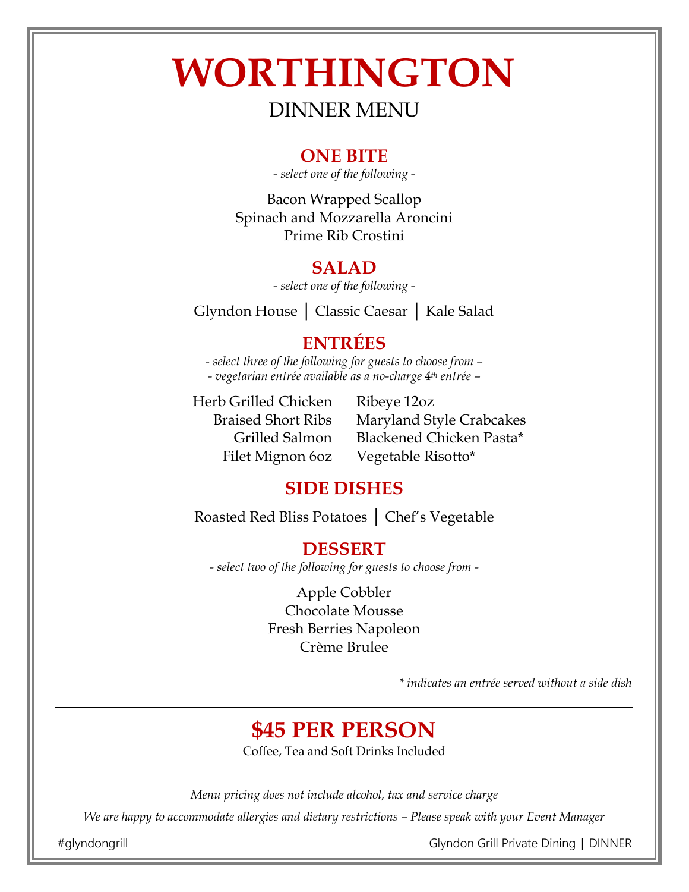# WORTHINGTON

## DINNER MENU

### ONE BITE

*- select one of the following -*

Bacon Wrapped Scallop
Spinach and Mozzarella Aroncini
Prime Rib Crostini

### SALAD

*- select one of the following -*

Glyndon House | Classic Caesar | Kale Salad

### ENTRÉES

*- select three of the following for guests to choose from –*
*- vegetarian entrée available as a no-charge 4th entrée –*

Herb Grilled Chicken
Braised Short Ribs
Grilled Salmon
Filet Mignon 6oz
Ribeye 12oz
Maryland Style Crabcakes
Blackened Chicken Pasta*
Vegetable Risotto*

### SIDE DISHES

Roasted Red Bliss Potatoes | Chef's Vegetable

### DESSERT

*- select two of the following for guests to choose from -*

Apple Cobbler
Chocolate Mousse
Fresh Berries Napoleon
Crème Brulee

*\* indicates an entrée served without a side dish*

---

## $45 PER PERSON

Coffee, Tea and Soft Drinks Included

---

*Menu pricing does not include alcohol, tax and service charge*

*We are happy to accommodate allergies and dietary restrictions – Please speak with your Event Manager*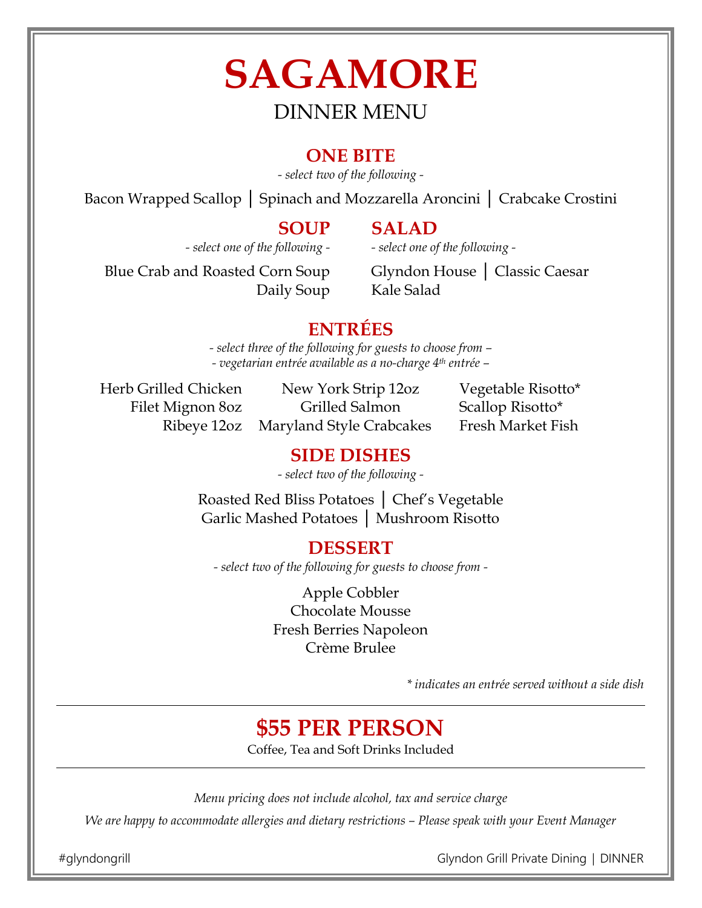# SAGAMORE

## DINNER MENU

### ONE BITE

*- select two of the following -*

Bacon Wrapped Scallop | Spinach and Mozzarella Aroncini | Crabcake Crostini

### SOUP

*- select one of the following -*

Blue Crab and Roasted Corn Soup
Daily Soup

### SALAD

*- select one of the following -*

Glyndon House | Classic Caesar
Kale Salad

### ENTRÉES

*- select three of the following for guests to choose from –*
*- vegetarian entrée available as a no-charge 4th entrée –*

Herb Grilled Chicken
Filet Mignon 8oz
Ribeye 12oz
New York Strip 12oz
Grilled Salmon
Maryland Style Crabcakes
Vegetable Risotto*
Scallop Risotto*
Fresh Market Fish

### SIDE DISHES

*- select two of the following -*

Roasted Red Bliss Potatoes | Chef's Vegetable
Garlic Mashed Potatoes | Mushroom Risotto

### DESSERT

*- select two of the following for guests to choose from -*

Apple Cobbler
Chocolate Mousse
Fresh Berries Napoleon
Crème Brulee

*\* indicates an entrée served without a side dish*

---

## $55 PER PERSON

Coffee, Tea and Soft Drinks Included

---

*Menu pricing does not include alcohol, tax and service charge*

*We are happy to accommodate allergies and dietary restrictions – Please speak with your Event Manager*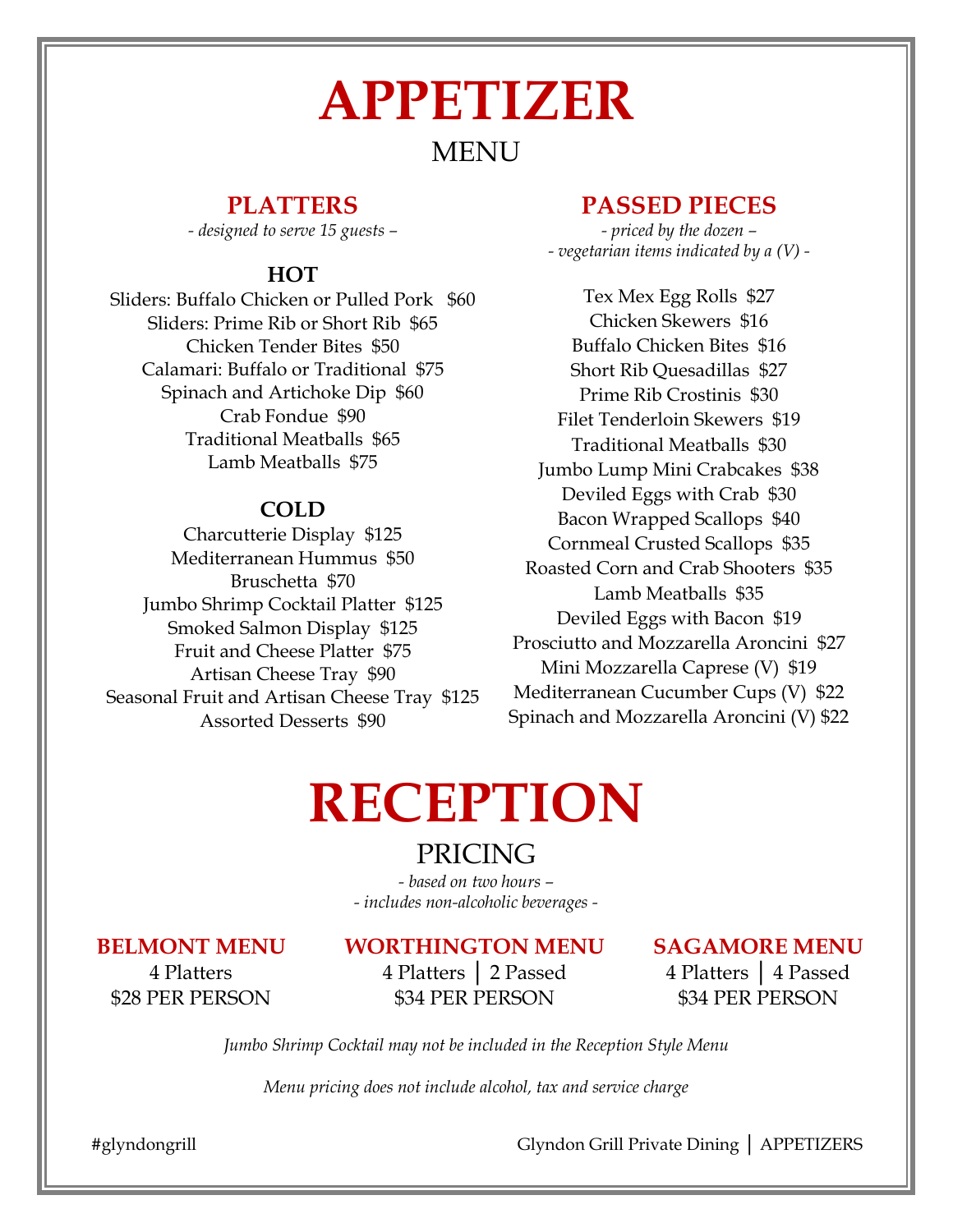# APPETIZER

MENU

## PLATTERS

*- designed to serve 15 guests –*

### HOT

Sliders: Buffalo Chicken or Pulled Pork $60
Sliders: Prime Rib or Short Rib $65
Chicken Tender Bites $50
Calamari: Buffalo or Traditional $75
Spinach and Artichoke Dip $60
Crab Fondue $90
Traditional Meatballs $65
Lamb Meatballs $75

### COLD

Charcutterie Display $125
Mediterranean Hummus $50
Bruschetta $70
Jumbo Shrimp Cocktail Platter $125
Smoked Salmon Display $125
Fruit and Cheese Platter $75
Artisan Cheese Tray $90
Seasonal Fruit and Artisan Cheese Tray $125
Assorted Desserts $90

## PASSED PIECES

*- priced by the dozen –*
*- vegetarian items indicated by a (V) -*

Tex Mex Egg Rolls $27
Chicken Skewers $16
Buffalo Chicken Bites $16
Short Rib Quesadillas $27
Prime Rib Crostinis $30
Filet Tenderloin Skewers $19
Traditional Meatballs $30
Jumbo Lump Mini Crabcakes $38
Deviled Eggs with Crab $30
Bacon Wrapped Scallops $40
Cornmeal Crusted Scallops $35
Roasted Corn and Crab Shooters $35
Lamb Meatballs $35
Deviled Eggs with Bacon $19
Prosciutto and Mozzarella Aroncini $27
Mini Mozzarella Caprese (V) $19
Mediterranean Cucumber Cups (V) $22
Spinach and Mozzarella Aroncini (V) $22

# RECEPTION

PRICING

*- based on two hours –*
*- includes non-alcoholic beverages -*

## BELMONT MENU

4 Platters
$28 PER PERSON

## WORTHINGTON MENU

4 Platters │ 2 Passed
$34 PER PERSON

## SAGAMORE MENU

4 Platters │ 4 Passed
$34 PER PERSON

*Jumbo Shrimp Cocktail may not be included in the Reception Style Menu*

*Menu pricing does not include alcohol, tax and service charge*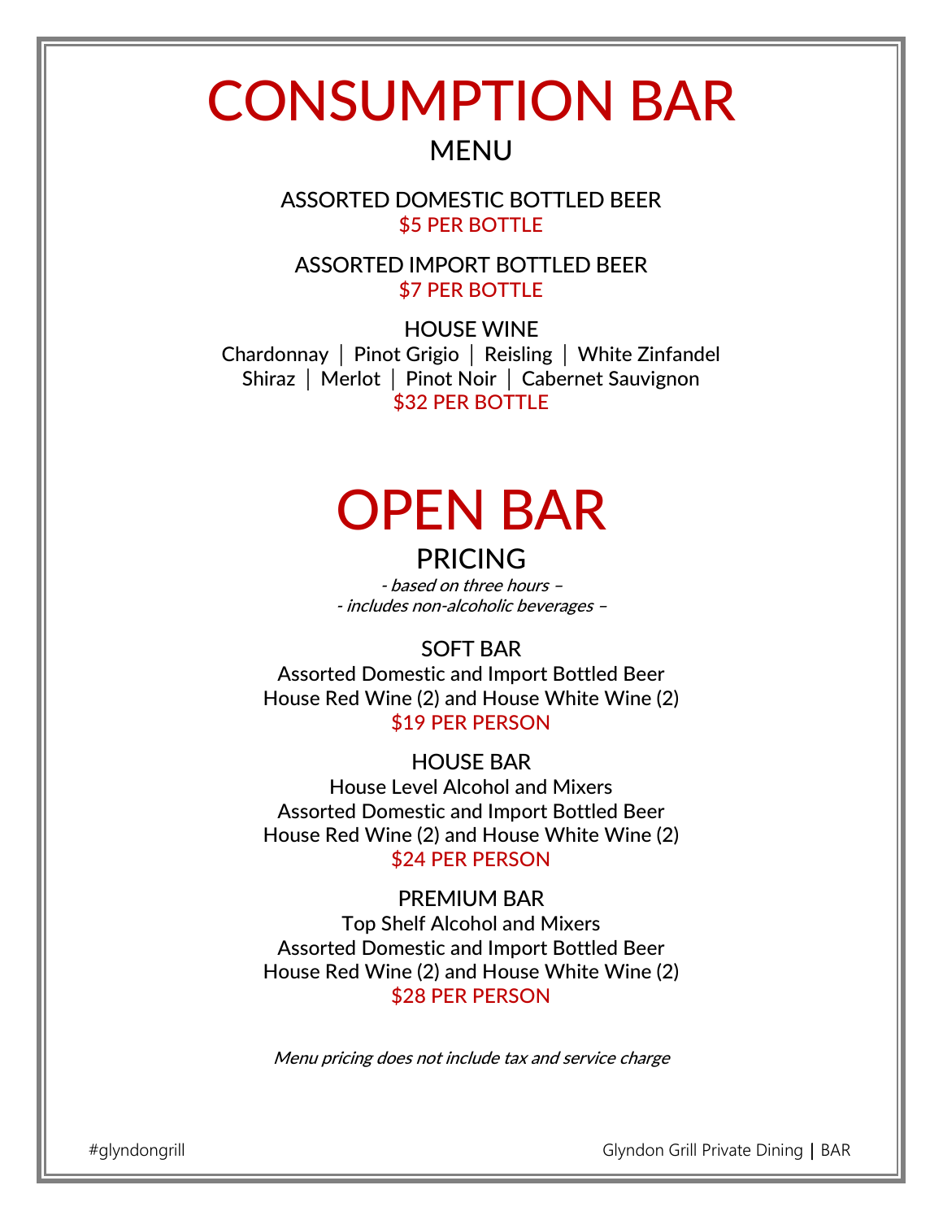# CONSUMPTION BAR

## MENU

ASSORTED DOMESTIC BOTTLED BEER
$5 PER BOTTLE

ASSORTED IMPORT BOTTLED BEER
$7 PER BOTTLE

HOUSE WINE
Chardonnay | Pinot Grigio | Reisling | White Zinfandel
Shiraz | Merlot | Pinot Noir | Cabernet Sauvignon
$32 PER BOTTLE

# OPEN BAR

## PRICING

*- based on three hours –*
*- includes non-alcoholic beverages –*

SOFT BAR
Assorted Domestic and Import Bottled Beer
House Red Wine (2) and House White Wine (2)
$19 PER PERSON

HOUSE BAR
House Level Alcohol and Mixers
Assorted Domestic and Import Bottled Beer
House Red Wine (2) and House White Wine (2)
$24 PER PERSON

PREMIUM BAR
Top Shelf Alcohol and Mixers
Assorted Domestic and Import Bottled Beer
House Red Wine (2) and House White Wine (2)
$28 PER PERSON

*Menu pricing does not include tax and service charge*